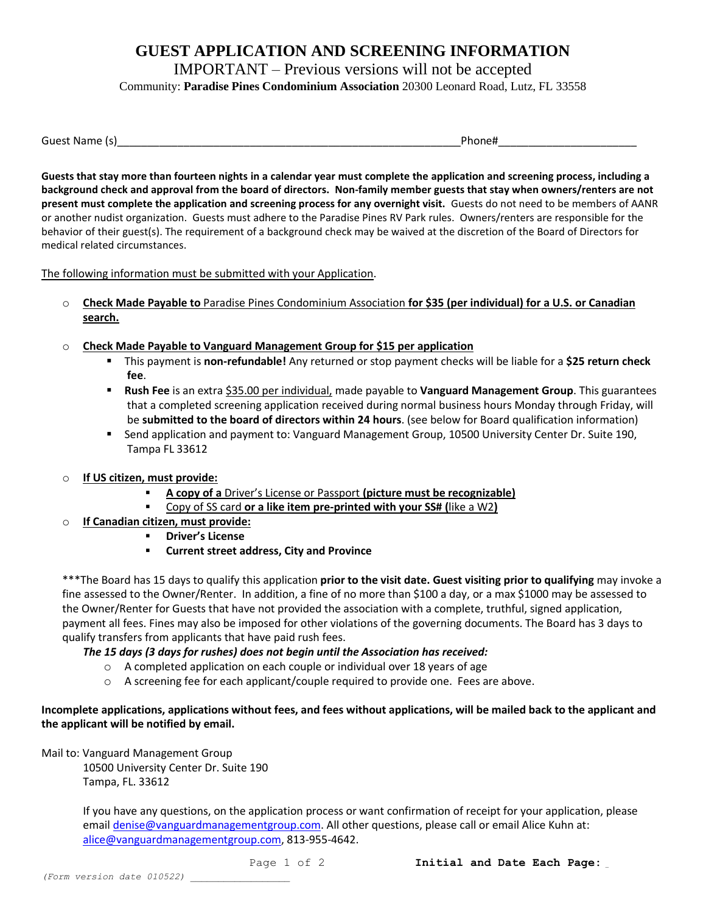# GUEST APPLICATION AND SCREENING INFORMATION

IMPORTANT – Previous versions will not be accepted

Community: **Paradise Pines Condominium Association** 20300 Leonard Road, Lutz, FL 33558

Guest Name (s)\_\_\_\_\_\_\_\_\_\_\_\_\_\_\_\_\_\_\_\_\_\_\_\_\_\_\_\_\_\_\_\_\_\_\_\_\_\_\_\_\_\_\_\_\_\_\_\_\_\_\_\_\_\_\_\_\_\_\_\_Phone#\_\_\_\_\_\_\_\_\_\_\_\_\_\_\_\_\_\_\_\_\_\_\_\_

**Guests that stay more than fourteen nights in a calendar year must complete the application and screening process, including a background check and approval from the board of directors. Non-family member guests that stay when owners/renters are not present must complete the application and screening process for any overnight visit.** Guests do not need to be members of AANR or another nudist organization. Guests must adhere to the Paradise Pines RV Park rules. Owners/renters are responsible for the behavior of their guest(s). The requirement of a background check may be waived at the discretion of the Board of Directors for medical related circumstances.

The following information must be submitted with your Application.

- **Check Made Payable to** Paradise Pines Condominium Association **for $35 (per individual) for a U.S. or Canadian search.**
- **Check Made Payable to Vanguard Management Group for $15 per application**
  - This payment is **non-refundable!** Any returned or stop payment checks will be liable for a **$25 return check fee**.
  - **Rush Fee** is an extra $35.00 per individual, made payable to **Vanguard Management Group**. This guarantees that a completed screening application received during normal business hours Monday through Friday, will be **submitted to the board of directors within 24 hours**. (see below for Board qualification information)
  - Send application and payment to: Vanguard Management Group, 10500 University Center Dr. Suite 190, Tampa FL 33612
- **If US citizen, must provide:**
  - **A copy of a** Driver's License or Passport **(picture must be recognizable)**
  - Copy of SS card **or a like item pre-printed with your SS# (**like a W2**)**
- **If Canadian citizen, must provide:**
  - **Driver's License**
  - **Current street address, City and Province**

***The Board has 15 days to qualify this application **prior to the visit date. Guest visiting prior to qualifying** may invoke a fine assessed to the Owner/Renter. In addition, a fine of no more than $100 a day, or a max $1000 may be assessed to the Owner/Renter for Guests that have not provided the association with a complete, truthful, signed application, payment all fees. Fines may also be imposed for other violations of the governing documents. The Board has 3 days to qualify transfers from applicants that have paid rush fees.

***The 15 days (3 days for rushes) does not begin until the Association has received:***

- A completed application on each couple or individual over 18 years of age
- A screening fee for each applicant/couple required to provide one. Fees are above.

**Incomplete applications, applications without fees, and fees without applications, will be mailed back to the applicant and the applicant will be notified by email.**

Mail to: Vanguard Management Group
10500 University Center Dr. Suite 190
Tampa, FL. 33612

If you have any questions, on the application process or want confirmation of receipt for your application, please email denise@vanguardmanagementgroup.com. All other questions, please call or email Alice Kuhn at: alice@vanguardmanagementgroup.com, 813-955-4642.

**Initial and Date Each Page:** \_

*(Form version date 010522)* \_\_\_\_\_\_\_\_\_\_\_\_\_\_\_\_\_\_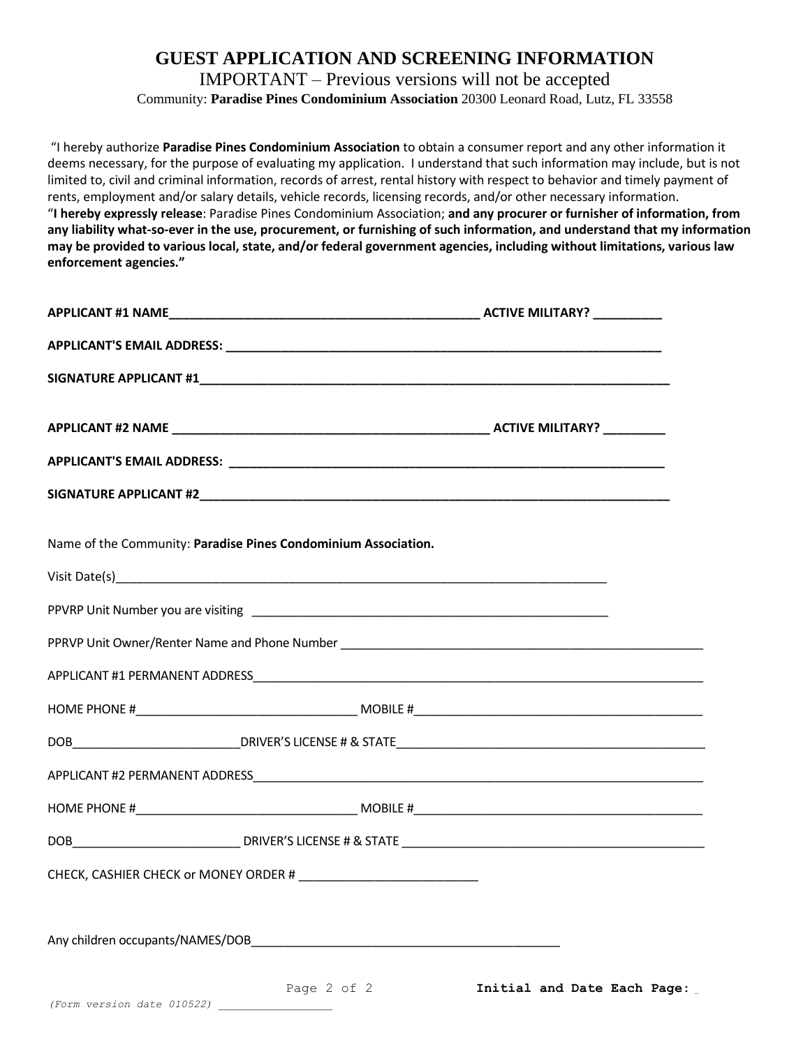# GUEST APPLICATION AND SCREENING INFORMATION

IMPORTANT – Previous versions will not be accepted

Community: **Paradise Pines Condominium Association** 20300 Leonard Road, Lutz, FL 33558

"I hereby authorize **Paradise Pines Condominium Association** to obtain a consumer report and any other information it deems necessary, for the purpose of evaluating my application. I understand that such information may include, but is not limited to, civil and criminal information, records of arrest, rental history with respect to behavior and timely payment of rents, employment and/or salary details, vehicle records, licensing records, and/or other necessary information.
"**I hereby expressly release**: Paradise Pines Condominium Association; **and any procurer or furnisher of information, from any liability what-so-ever in the use, procurement, or furnishing of such information, and understand that my information may be provided to various local, state, and/or federal government agencies, including without limitations, various law enforcement agencies."**

**APPLICANT #1 NAME**_____________________________________________ **ACTIVE MILITARY?** __________

**APPLICANT'S EMAIL ADDRESS:** __________________________________________________________________

**SIGNATURE APPLICANT #1**______________________________________________________________________

**APPLICANT #2 NAME** _____________________________________________ **ACTIVE MILITARY?** _________

**APPLICANT'S EMAIL ADDRESS:** __________________________________________________________________

**SIGNATURE APPLICANT #2**______________________________________________________________________

Name of the Community: **Paradise Pines Condominium Association.**

Visit Date(s)___________________________________________________________________________

PPVRP Unit Number you are visiting ______________________________________________________

PPRVP Unit Owner/Renter Name and Phone Number ____________________________________________________

APPLICANT #1 PERMANENT ADDRESS_________________________________________________________________

HOME PHONE #________________________________ MOBILE #_____________________________________________

DOB________________________DRIVER'S LICENSE # & STATE____________________________________________

APPLICANT #2 PERMANENT ADDRESS_________________________________________________________________

HOME PHONE #________________________________ MOBILE #_____________________________________________

DOB________________________ DRIVER'S LICENSE # & STATE ___________________________________________

CHECK, CASHIER CHECK or MONEY ORDER # __________________________

Any children occupants/NAMES/DOB______________________________________________

**Initial and Date Each Page:** _

*(Form version date 010522)* _________________